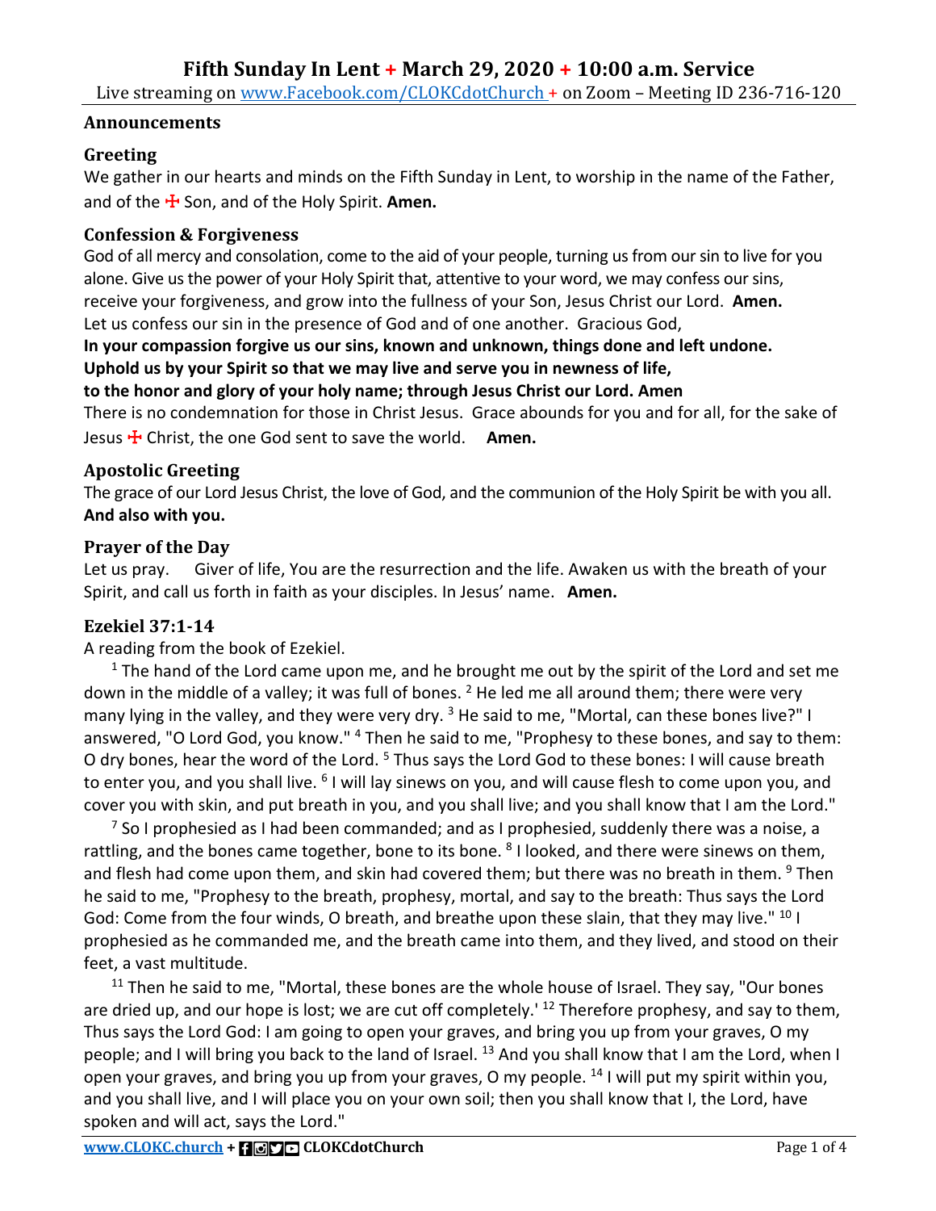# Fifth Sunday In Lent + March 29, 2020 + 10:00 a.m. Service

Live streaming on www.Facebook.com/CLOKCdotChurch + on Zoom – Meeting ID 236-716-120

### Announcements

### Greeting

We gather in our hearts and minds on the Fifth Sunday in Lent, to worship in the name of the Father, and of the ☩ Son, and of the Holy Spirit. **Amen.**

### Confession & Forgiveness

God of all mercy and consolation, come to the aid of your people, turning us from our sin to live for you alone. Give us the power of your Holy Spirit that, attentive to your word, we may confess our sins, receive your forgiveness, and grow into the fullness of your Son, Jesus Christ our Lord. **Amen.**
Let us confess our sin in the presence of God and of one another. Gracious God,
**In your compassion forgive us our sins, known and unknown, things done and left undone.**
**Uphold us by your Spirit so that we may live and serve you in newness of life,**
**to the honor and glory of your holy name; through Jesus Christ our Lord. Amen**
There is no condemnation for those in Christ Jesus. Grace abounds for you and for all, for the sake of Jesus ☩ Christ, the one God sent to save the world. **Amen.**

### Apostolic Greeting

The grace of our Lord Jesus Christ, the love of God, and the communion of the Holy Spirit be with you all.
**And also with you.**

### Prayer of the Day

Let us pray. Giver of life, You are the resurrection and the life. Awaken us with the breath of your Spirit, and call us forth in faith as your disciples. In Jesus' name. **Amen.**

### Ezekiel 37:1-14

A reading from the book of Ezekiel.

[1] The hand of the Lord came upon me, and he brought me out by the spirit of the Lord and set me down in the middle of a valley; it was full of bones. [2] He led me all around them; there were very many lying in the valley, and they were very dry. [3] He said to me, "Mortal, can these bones live?" I answered, "O Lord God, you know." [4] Then he said to me, "Prophesy to these bones, and say to them: O dry bones, hear the word of the Lord. [5] Thus says the Lord God to these bones: I will cause breath to enter you, and you shall live. [6] I will lay sinews on you, and will cause flesh to come upon you, and cover you with skin, and put breath in you, and you shall live; and you shall know that I am the Lord."

[7] So I prophesied as I had been commanded; and as I prophesied, suddenly there was a noise, a rattling, and the bones came together, bone to its bone. [8] I looked, and there were sinews on them, and flesh had come upon them, and skin had covered them; but there was no breath in them. [9] Then he said to me, "Prophesy to the breath, prophesy, mortal, and say to the breath: Thus says the Lord God: Come from the four winds, O breath, and breathe upon these slain, that they may live." [10] I prophesied as he commanded me, and the breath came into them, and they lived, and stood on their feet, a vast multitude.

[11] Then he said to me, "Mortal, these bones are the whole house of Israel. They say, "Our bones are dried up, and our hope is lost; we are cut off completely.' [12] Therefore prophesy, and say to them, Thus says the Lord God: I am going to open your graves, and bring you up from your graves, O my people; and I will bring you back to the land of Israel. [13] And you shall know that I am the Lord, when I open your graves, and bring you up from your graves, O my people. [14] I will put my spirit within you, and you shall live, and I will place you on your own soil; then you shall know that I, the Lord, have spoken and will act, says the Lord."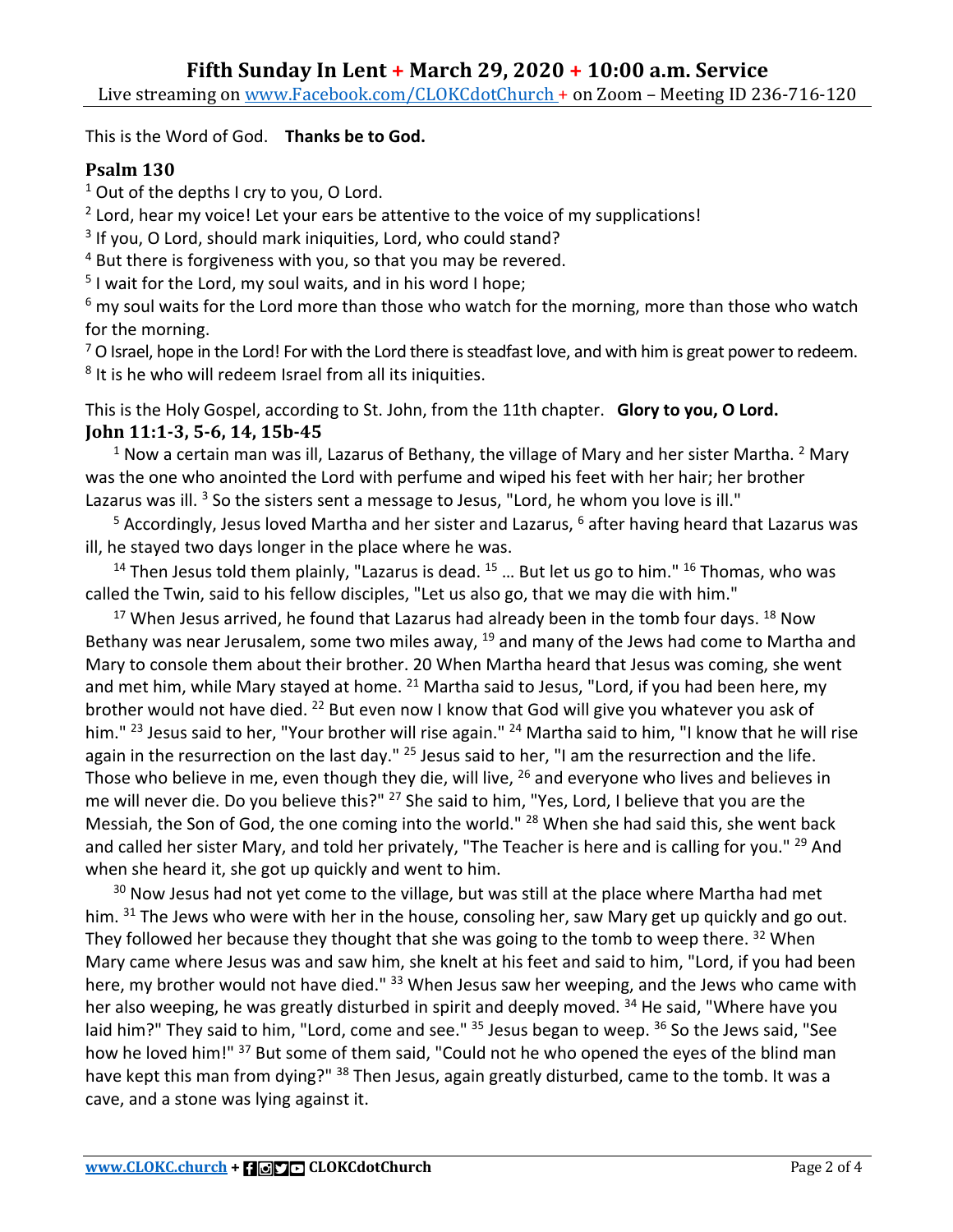This is the Word of God. **Thanks be to God.**

### Psalm 130

[1] Out of the depths I cry to you, O Lord.
[2] Lord, hear my voice! Let your ears be attentive to the voice of my supplications!
[3] If you, O Lord, should mark iniquities, Lord, who could stand?
[4] But there is forgiveness with you, so that you may be revered.
[5] I wait for the Lord, my soul waits, and in his word I hope;
[6] my soul waits for the Lord more than those who watch for the morning, more than those who watch for the morning.
[7] O Israel, hope in the Lord! For with the Lord there is steadfast love, and with him is great power to redeem.
[8] It is he who will redeem Israel from all its iniquities.

This is the Holy Gospel, according to St. John, from the 11th chapter. **Glory to you, O Lord.**

### John 11:1-3, 5-6, 14, 15b-45

[1] Now a certain man was ill, Lazarus of Bethany, the village of Mary and her sister Martha. [2] Mary was the one who anointed the Lord with perfume and wiped his feet with her hair; her brother Lazarus was ill. [3] So the sisters sent a message to Jesus, "Lord, he whom you love is ill."

[5] Accordingly, Jesus loved Martha and her sister and Lazarus, [6] after having heard that Lazarus was ill, he stayed two days longer in the place where he was.

[14] Then Jesus told them plainly, "Lazarus is dead. [15] … But let us go to him." [16] Thomas, who was called the Twin, said to his fellow disciples, "Let us also go, that we may die with him."

[17] When Jesus arrived, he found that Lazarus had already been in the tomb four days. [18] Now Bethany was near Jerusalem, some two miles away, [19] and many of the Jews had come to Martha and Mary to console them about their brother. 20 When Martha heard that Jesus was coming, she went and met him, while Mary stayed at home. [21] Martha said to Jesus, "Lord, if you had been here, my brother would not have died. [22] But even now I know that God will give you whatever you ask of him." [23] Jesus said to her, "Your brother will rise again." [24] Martha said to him, "I know that he will rise again in the resurrection on the last day." [25] Jesus said to her, "I am the resurrection and the life. Those who believe in me, even though they die, will live, [26] and everyone who lives and believes in me will never die. Do you believe this?" [27] She said to him, "Yes, Lord, I believe that you are the Messiah, the Son of God, the one coming into the world." [28] When she had said this, she went back and called her sister Mary, and told her privately, "The Teacher is here and is calling for you." [29] And when she heard it, she got up quickly and went to him.

[30] Now Jesus had not yet come to the village, but was still at the place where Martha had met him. [31] The Jews who were with her in the house, consoling her, saw Mary get up quickly and go out. They followed her because they thought that she was going to the tomb to weep there. [32] When Mary came where Jesus was and saw him, she knelt at his feet and said to him, "Lord, if you had been here, my brother would not have died." [33] When Jesus saw her weeping, and the Jews who came with her also weeping, he was greatly disturbed in spirit and deeply moved. [34] He said, "Where have you laid him?" They said to him, "Lord, come and see." [35] Jesus began to weep. [36] So the Jews said, "See how he loved him!" [37] But some of them said, "Could not he who opened the eyes of the blind man have kept this man from dying?" [38] Then Jesus, again greatly disturbed, came to the tomb. It was a cave, and a stone was lying against it.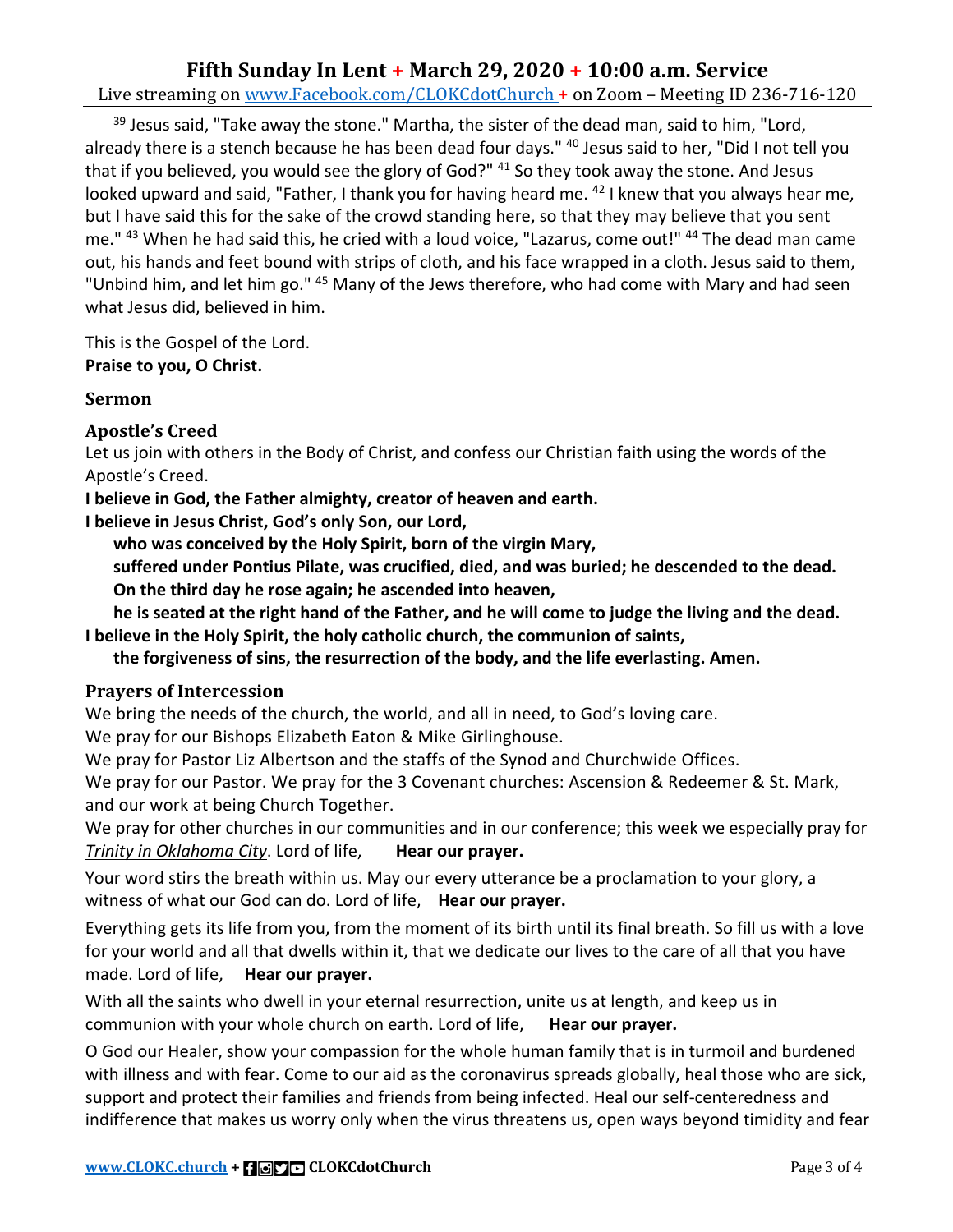[39] Jesus said, "Take away the stone." Martha, the sister of the dead man, said to him, "Lord, already there is a stench because he has been dead four days." [40] Jesus said to her, "Did I not tell you that if you believed, you would see the glory of God?" [41] So they took away the stone. And Jesus looked upward and said, "Father, I thank you for having heard me. [42] I knew that you always hear me, but I have said this for the sake of the crowd standing here, so that they may believe that you sent me." [43] When he had said this, he cried with a loud voice, "Lazarus, come out!" [44] The dead man came out, his hands and feet bound with strips of cloth, and his face wrapped in a cloth. Jesus said to them, "Unbind him, and let him go." [45] Many of the Jews therefore, who had come with Mary and had seen what Jesus did, believed in him.

This is the Gospel of the Lord.
**Praise to you, O Christ.**

### Sermon

### Apostle's Creed

Let us join with others in the Body of Christ, and confess our Christian faith using the words of the Apostle's Creed.

**I believe in God, the Father almighty, creator of heaven and earth.**
**I believe in Jesus Christ, God's only Son, our Lord,**
**who was conceived by the Holy Spirit, born of the virgin Mary,**
**suffered under Pontius Pilate, was crucified, died, and was buried; he descended to the dead.**
**On the third day he rose again; he ascended into heaven,**
**he is seated at the right hand of the Father, and he will come to judge the living and the dead.**
**I believe in the Holy Spirit, the holy catholic church, the communion of saints,**
**the forgiveness of sins, the resurrection of the body, and the life everlasting. Amen.**

### Prayers of Intercession

We bring the needs of the church, the world, and all in need, to God's loving care.
We pray for our Bishops Elizabeth Eaton & Mike Girlinghouse.
We pray for Pastor Liz Albertson and the staffs of the Synod and Churchwide Offices.
We pray for our Pastor. We pray for the 3 Covenant churches: Ascension & Redeemer & St. Mark, and our work at being Church Together.
We pray for other churches in our communities and in our conference; this week we especially pray for *Trinity in Oklahoma City*. Lord of life, **Hear our prayer.**

Your word stirs the breath within us. May our every utterance be a proclamation to your glory, a witness of what our God can do. Lord of life, **Hear our prayer.**

Everything gets its life from you, from the moment of its birth until its final breath. So fill us with a love for your world and all that dwells within it, that we dedicate our lives to the care of all that you have made. Lord of life, **Hear our prayer.**

With all the saints who dwell in your eternal resurrection, unite us at length, and keep us in communion with your whole church on earth. Lord of life, **Hear our prayer.**

O God our Healer, show your compassion for the whole human family that is in turmoil and burdened with illness and with fear. Come to our aid as the coronavirus spreads globally, heal those who are sick, support and protect their families and friends from being infected. Heal our self-centeredness and indifference that makes us worry only when the virus threatens us, open ways beyond timidity and fear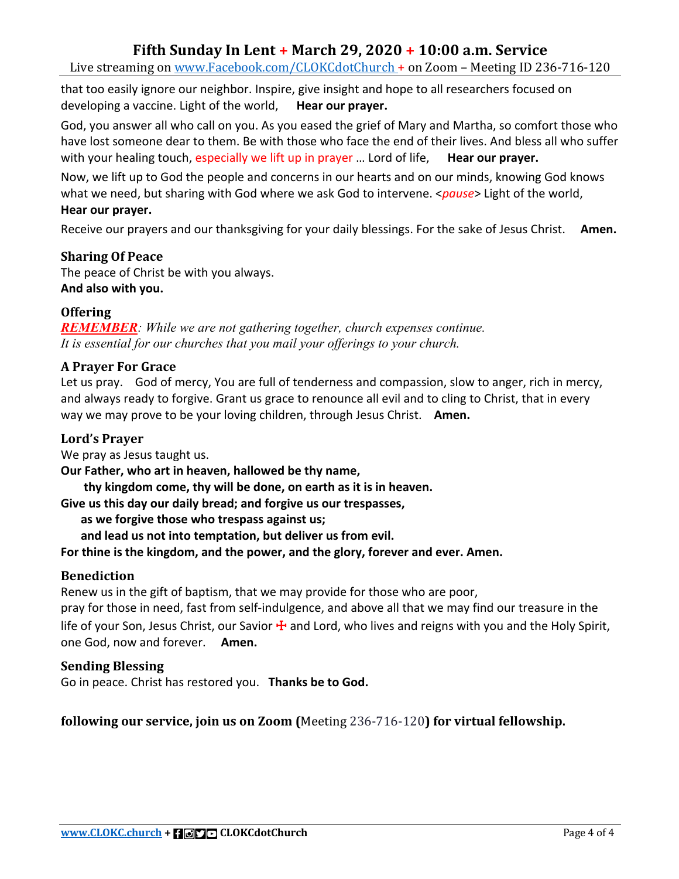that too easily ignore our neighbor. Inspire, give insight and hope to all researchers focused on developing a vaccine. Light of the world, **Hear our prayer.**

God, you answer all who call on you. As you eased the grief of Mary and Martha, so comfort those who have lost someone dear to them. Be with those who face the end of their lives. And bless all who suffer with your healing touch, especially we lift up in prayer … Lord of life, **Hear our prayer.**

Now, we lift up to God the people and concerns in our hearts and on our minds, knowing God knows what we need, but sharing with God where we ask God to intervene. <*pause*> Light of the world, **Hear our prayer.**

Receive our prayers and our thanksgiving for your daily blessings. For the sake of Jesus Christ. **Amen.**

### Sharing Of Peace

The peace of Christ be with you always.
**And also with you.**

### Offering

***REMEMBER****: While we are not gathering together, church expenses continue.*
*It is essential for our churches that you mail your offerings to your church.*

### A Prayer For Grace

Let us pray. God of mercy, You are full of tenderness and compassion, slow to anger, rich in mercy, and always ready to forgive. Grant us grace to renounce all evil and to cling to Christ, that in every way we may prove to be your loving children, through Jesus Christ. **Amen.**

### Lord's Prayer

We pray as Jesus taught us.
**Our Father, who art in heaven, hallowed be thy name,**
**thy kingdom come, thy will be done, on earth as it is in heaven.**
**Give us this day our daily bread; and forgive us our trespasses,**
**as we forgive those who trespass against us;**
**and lead us not into temptation, but deliver us from evil.**
**For thine is the kingdom, and the power, and the glory, forever and ever. Amen.**

### Benediction

Renew us in the gift of baptism, that we may provide for those who are poor,
pray for those in need, fast from self-indulgence, and above all that we may find our treasure in the life of your Son, Jesus Christ, our Savior ☩ and Lord, who lives and reigns with you and the Holy Spirit, one God, now and forever. **Amen.**

### Sending Blessing

Go in peace. Christ has restored you. **Thanks be to God.**

**following our service, join us on Zoom (**Meeting 236-716-120**) for virtual fellowship.**